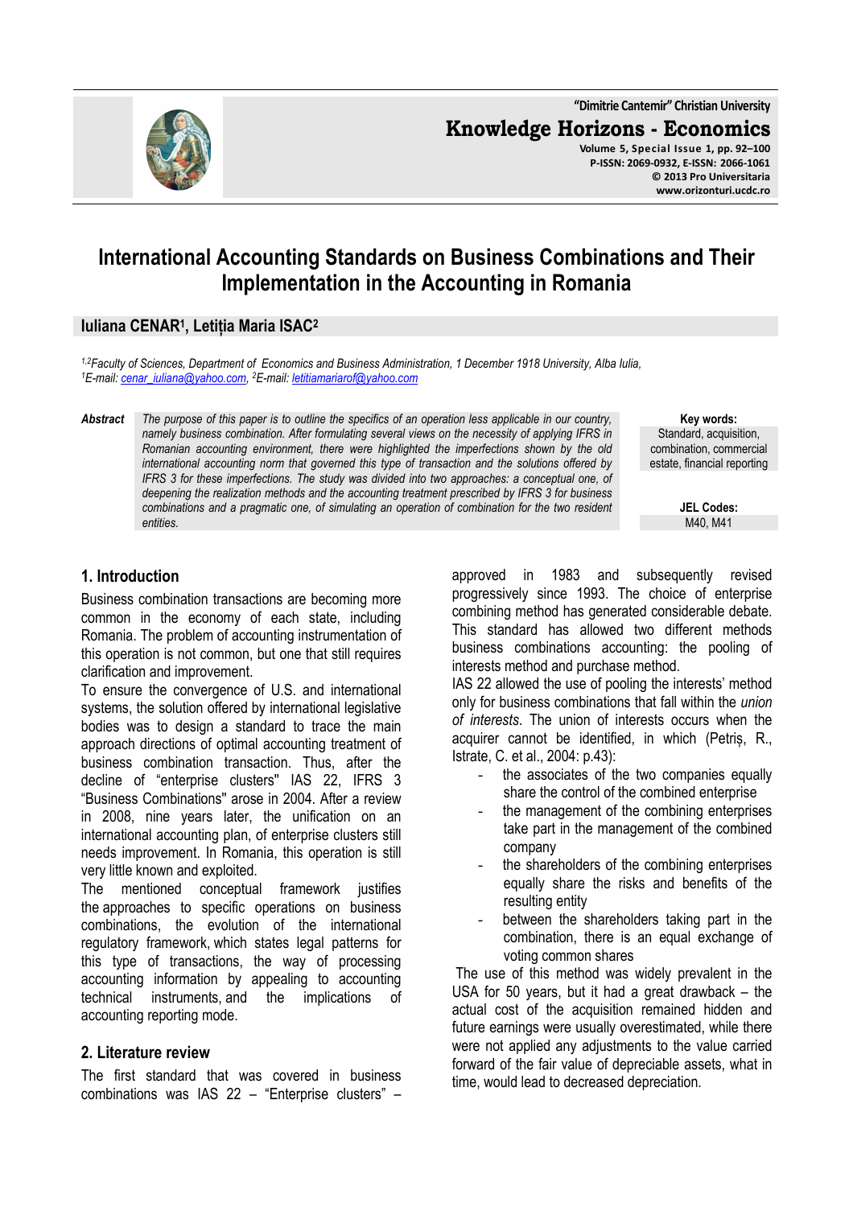"Dimitrie Cantemir" Christian University

**Knowledge Horizons - Economics**

Volume 5, Special Issue 1, pp. 92–100
P-ISSN: 2069-0932, E-ISSN: 2066-1061
© 2013 Pro Universitaria
www.orizonturi.ucdc.ro

# International Accounting Standards on Business Combinations and Their Implementation in the Accounting in Romania

**Iuliana CENAR[1], Letiția Maria ISAC[2]**

*[1,2]Faculty of Sciences, Department of Economics and Business Administration, 1 December 1918 University, Alba Iulia,*
*[1]E-mail: cenar_iuliana@yahoo.com, [2]E-mail: letitiamariarof@yahoo.com*

**Abstract** *The purpose of this paper is to outline the specifics of an operation less applicable in our country, namely business combination. After formulating several views on the necessity of applying IFRS in Romanian accounting environment, there were highlighted the imperfections shown by the old international accounting norm that governed this type of transaction and the solutions offered by IFRS 3 for these imperfections. The study was divided into two approaches: a conceptual one, of deepening the realization methods and the accounting treatment prescribed by IFRS 3 for business combinations and a pragmatic one, of simulating an operation of combination for the two resident entities.*

**Key words:**
Standard, acquisition, combination, commercial estate, financial reporting

**JEL Codes:**
M40, M41

## 1. Introduction

Business combination transactions are becoming more common in the economy of each state, including Romania. The problem of accounting instrumentation of this operation is not common, but one that still requires clarification and improvement.

To ensure the convergence of U.S. and international systems, the solution offered by international legislative bodies was to design a standard to trace the main approach directions of optimal accounting treatment of business combination transaction. Thus, after the decline of "enterprise clusters" IAS 22, IFRS 3 "Business Combinations" arose in 2004. After a review in 2008, nine years later, the unification on an international accounting plan, of enterprise clusters still needs improvement. In Romania, this operation is still very little known and exploited.

The mentioned conceptual framework justifies the approaches to specific operations on business combinations, the evolution of the international regulatory framework, which states legal patterns for this type of transactions, the way of processing accounting information by appealing to accounting technical instruments, and the implications of accounting reporting mode.

## 2. Literature review

The first standard that was covered in business combinations was IAS 22 – "Enterprise clusters" – approved in 1983 and subsequently revised progressively since 1993. The choice of enterprise combining method has generated considerable debate. This standard has allowed two different methods business combinations accounting: the pooling of interests method and purchase method.

IAS 22 allowed the use of pooling the interests' method only for business combinations that fall within the *union of interests*. The union of interests occurs when the acquirer cannot be identified, in which (Petriș, R., Istrate, C. et al., 2004: p.43):

- the associates of the two companies equally share the control of the combined enterprise
- the management of the combining enterprises take part in the management of the combined company
- the shareholders of the combining enterprises equally share the risks and benefits of the resulting entity
- between the shareholders taking part in the combination, there is an equal exchange of voting common shares

The use of this method was widely prevalent in the USA for 50 years, but it had a great drawback – the actual cost of the acquisition remained hidden and future earnings were usually overestimated, while there were not applied any adjustments to the value carried forward of the fair value of depreciable assets, what in time, would lead to decreased depreciation.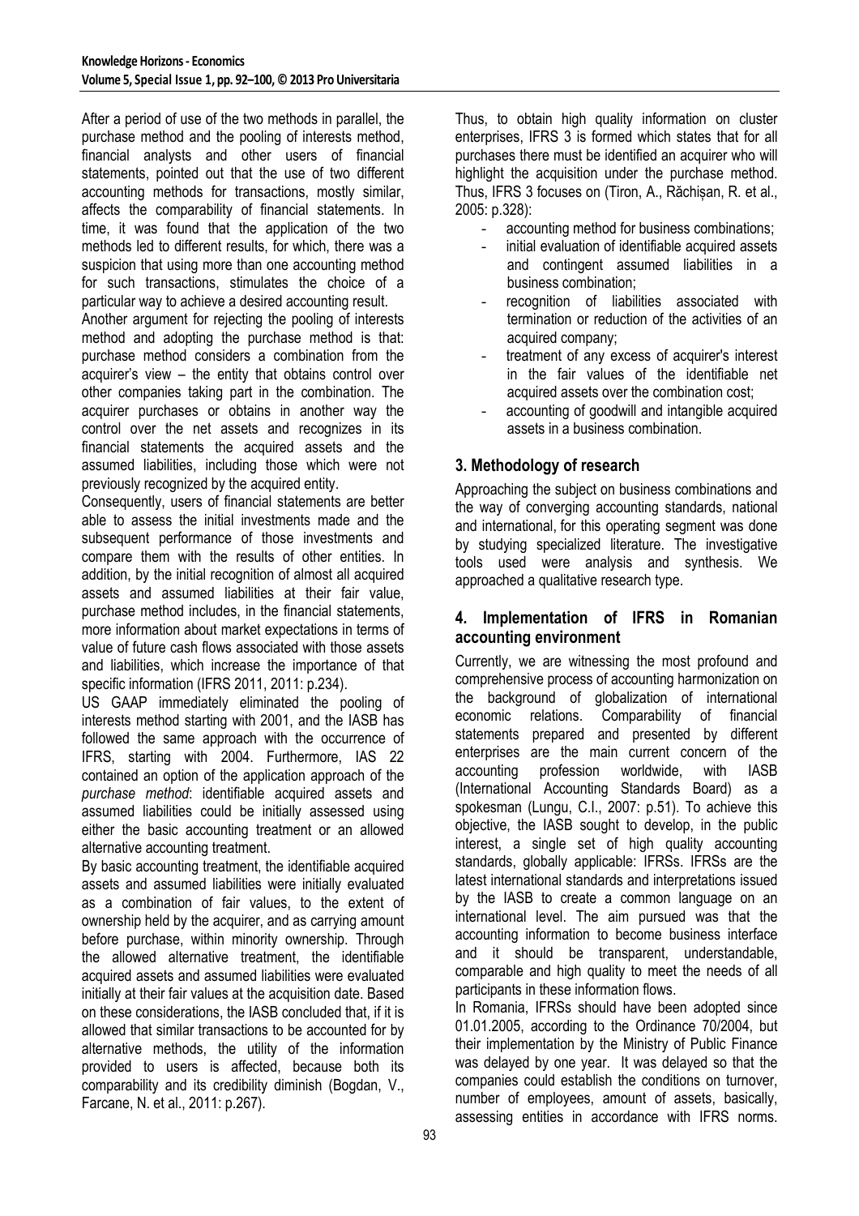After a period of use of the two methods in parallel, the purchase method and the pooling of interests method, financial analysts and other users of financial statements, pointed out that the use of two different accounting methods for transactions, mostly similar, affects the comparability of financial statements. In time, it was found that the application of the two methods led to different results, for which, there was a suspicion that using more than one accounting method for such transactions, stimulates the choice of a particular way to achieve a desired accounting result.

Another argument for rejecting the pooling of interests method and adopting the purchase method is that: purchase method considers a combination from the acquirer's view – the entity that obtains control over other companies taking part in the combination. The acquirer purchases or obtains in another way the control over the net assets and recognizes in its financial statements the acquired assets and the assumed liabilities, including those which were not previously recognized by the acquired entity.

Consequently, users of financial statements are better able to assess the initial investments made and the subsequent performance of those investments and compare them with the results of other entities. In addition, by the initial recognition of almost all acquired assets and assumed liabilities at their fair value, purchase method includes, in the financial statements, more information about market expectations in terms of value of future cash flows associated with those assets and liabilities, which increase the importance of that specific information (IFRS 2011, 2011: p.234).

US GAAP immediately eliminated the pooling of interests method starting with 2001, and the IASB has followed the same approach with the occurrence of IFRS, starting with 2004. Furthermore, IAS 22 contained an option of the application approach of the *purchase method*: identifiable acquired assets and assumed liabilities could be initially assessed using either the basic accounting treatment or an allowed alternative accounting treatment.

By basic accounting treatment, the identifiable acquired assets and assumed liabilities were initially evaluated as a combination of fair values, to the extent of ownership held by the acquirer, and as carrying amount before purchase, within minority ownership. Through the allowed alternative treatment, the identifiable acquired assets and assumed liabilities were evaluated initially at their fair values at the acquisition date. Based on these considerations, the IASB concluded that, if it is allowed that similar transactions to be accounted for by alternative methods, the utility of the information provided to users is affected, because both its comparability and its credibility diminish (Bogdan, V., Farcane, N. et al., 2011: p.267).

Thus, to obtain high quality information on cluster enterprises, IFRS 3 is formed which states that for all purchases there must be identified an acquirer who will highlight the acquisition under the purchase method. Thus, IFRS 3 focuses on (Tiron, A., Răchișan, R. et al., 2005: p.328):

- accounting method for business combinations;
- initial evaluation of identifiable acquired assets and contingent assumed liabilities in a business combination;
- recognition of liabilities associated with termination or reduction of the activities of an acquired company;
- treatment of any excess of acquirer's interest in the fair values of the identifiable net acquired assets over the combination cost;
- accounting of goodwill and intangible acquired assets in a business combination.

## 3. Methodology of research

Approaching the subject on business combinations and the way of converging accounting standards, national and international, for this operating segment was done by studying specialized literature. The investigative tools used were analysis and synthesis. We approached a qualitative research type.

## 4. Implementation of IFRS in Romanian accounting environment

Currently, we are witnessing the most profound and comprehensive process of accounting harmonization on the background of globalization of international economic relations. Comparability of financial statements prepared and presented by different enterprises are the main current concern of the accounting profession worldwide, with IASB (International Accounting Standards Board) as a spokesman (Lungu, C.I., 2007: p.51). To achieve this objective, the IASB sought to develop, in the public interest, a single set of high quality accounting standards, globally applicable: IFRSs. IFRSs are the latest international standards and interpretations issued by the IASB to create a common language on an international level. The aim pursued was that the accounting information to become business interface and it should be transparent, understandable, comparable and high quality to meet the needs of all participants in these information flows.

In Romania, IFRSs should have been adopted since 01.01.2005, according to the Ordinance 70/2004, but their implementation by the Ministry of Public Finance was delayed by one year. It was delayed so that the companies could establish the conditions on turnover, number of employees, amount of assets, basically, assessing entities in accordance with IFRS norms.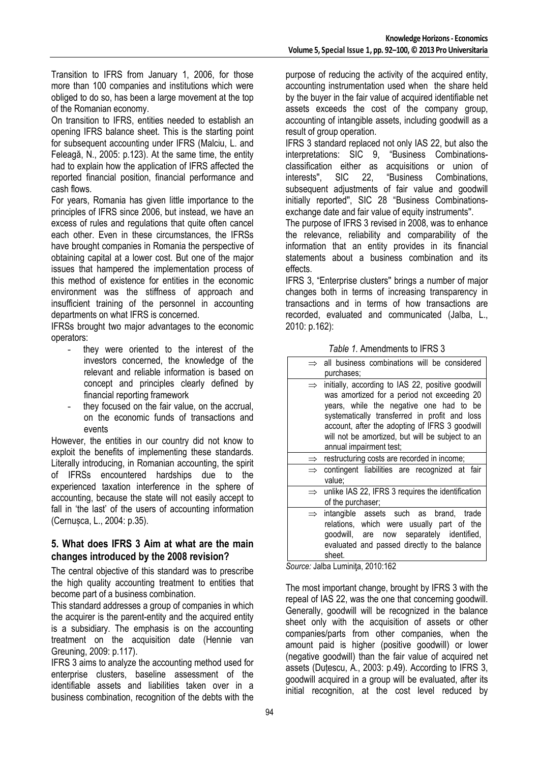Transition to IFRS from January 1, 2006, for those more than 100 companies and institutions which were obliged to do so, has been a large movement at the top of the Romanian economy.

On transition to IFRS, entities needed to establish an opening IFRS balance sheet. This is the starting point for subsequent accounting under IFRS (Malciu, L. and Feleagă, N., 2005: p.123). At the same time, the entity had to explain how the application of IFRS affected the reported financial position, financial performance and cash flows.

For years, Romania has given little importance to the principles of IFRS since 2006, but instead, we have an excess of rules and regulations that quite often cancel each other. Even in these circumstances, the IFRSs have brought companies in Romania the perspective of obtaining capital at a lower cost. But one of the major issues that hampered the implementation process of this method of existence for entities in the economic environment was the stiffness of approach and insufficient training of the personnel in accounting departments on what IFRS is concerned.

IFRSs brought two major advantages to the economic operators:

- they were oriented to the interest of the investors concerned, the knowledge of the relevant and reliable information is based on concept and principles clearly defined by financial reporting framework
- they focused on the fair value, on the accrual, on the economic funds of transactions and events

However, the entities in our country did not know to exploit the benefits of implementing these standards. Literally introducing, in Romanian accounting, the spirit of IFRSs encountered hardships due to the experienced taxation interference in the sphere of accounting, because the state will not easily accept to fall in 'the last' of the users of accounting information (Cernușca, L., 2004: p.35).

## 5. What does IFRS 3 Aim at what are the main changes introduced by the 2008 revision?

The central objective of this standard was to prescribe the high quality accounting treatment to entities that become part of a business combination.

This standard addresses a group of companies in which the acquirer is the parent-entity and the acquired entity is a subsidiary. The emphasis is on the accounting treatment on the acquisition date (Hennie van Greuning, 2009: p.117).

IFRS 3 aims to analyze the accounting method used for enterprise clusters, baseline assessment of the identifiable assets and liabilities taken over in a business combination, recognition of the debts with the purpose of reducing the activity of the acquired entity, accounting instrumentation used when the share held by the buyer in the fair value of acquired identifiable net assets exceeds the cost of the company group, accounting of intangible assets, including goodwill as a result of group operation.

IFRS 3 standard replaced not only IAS 22, but also the interpretations: SIC 9, "Business Combinations-classification either as acquisitions or union of interests", SIC 22, "Business Combinations, subsequent adjustments of fair value and goodwill initially reported", SIC 28 "Business Combinations-exchange date and fair value of equity instruments".

The purpose of IFRS 3 revised in 2008, was to enhance the relevance, reliability and comparability of the information that an entity provides in its financial statements about a business combination and its effects.

IFRS 3, "Enterprise clusters" brings a number of major changes both in terms of increasing transparency in transactions and in terms of how transactions are recorded, evaluated and communicated (Jalba, L., 2010: p.162):

*Table 1.* Amendments to IFRS 3

| |
|---|
| ⇒ all business combinations will be considered purchases; |
| ⇒ initially, according to IAS 22, positive goodwill was amortized for a period not exceeding 20 years, while the negative one had to be systematically transferred in profit and loss account, after the adopting of IFRS 3 goodwill will not be amortized, but will be subject to an annual impairment test; |
| ⇒ restructuring costs are recorded in income; |
| ⇒ contingent liabilities are recognized at fair value; |
| ⇒ unlike IAS 22, IFRS 3 requires the identification of the purchaser; |
| ⇒ intangible assets such as brand, trade relations, which were usually part of the goodwill, are now separately identified, evaluated and passed directly to the balance sheet. |

*Source:* Jalba Luminiţa, 2010:162

The most important change, brought by IFRS 3 with the repeal of IAS 22, was the one that concerning goodwill. Generally, goodwill will be recognized in the balance sheet only with the acquisition of assets or other companies/parts from other companies, when the amount paid is higher (positive goodwill) or lower (negative goodwill) than the fair value of acquired net assets (Duțescu, A., 2003: p.49). According to IFRS 3, goodwill acquired in a group will be evaluated, after its initial recognition, at the cost level reduced by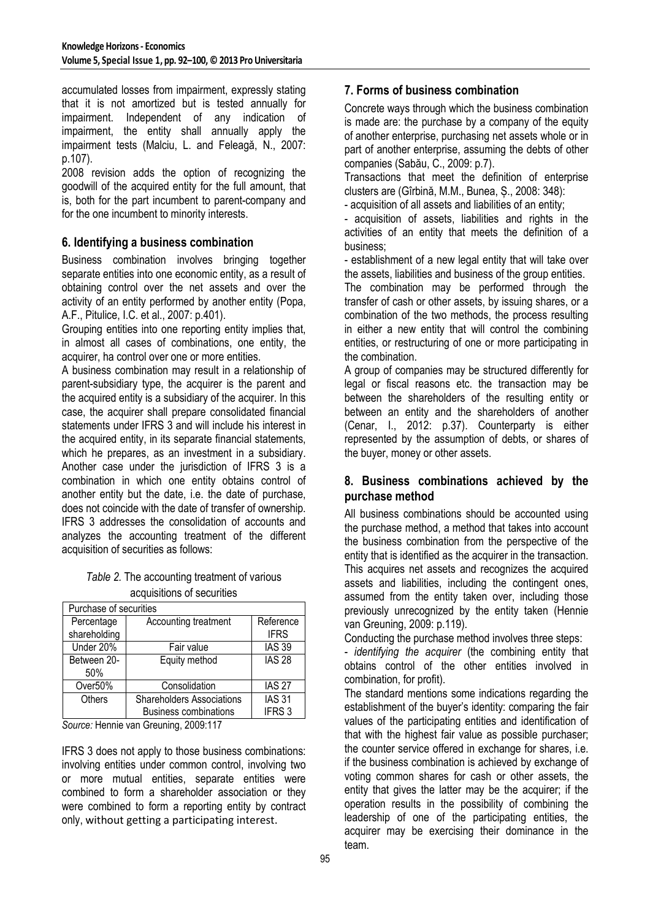accumulated losses from impairment, expressly stating that it is not amortized but is tested annually for impairment. Independent of any indication of impairment, the entity shall annually apply the impairment tests (Malciu, L. and Feleagă, N., 2007: p.107).

2008 revision adds the option of recognizing the goodwill of the acquired entity for the full amount, that is, both for the part incumbent to parent-company and for the one incumbent to minority interests.

## 6. Identifying a business combination

Business combination involves bringing together separate entities into one economic entity, as a result of obtaining control over the net assets and over the activity of an entity performed by another entity (Popa, A.F., Pitulice, I.C. et al., 2007: p.401).

Grouping entities into one reporting entity implies that, in almost all cases of combinations, one entity, the acquirer, ha control over one or more entities.

A business combination may result in a relationship of parent-subsidiary type, the acquirer is the parent and the acquired entity is a subsidiary of the acquirer. In this case, the acquirer shall prepare consolidated financial statements under IFRS 3 and will include his interest in the acquired entity, in its separate financial statements, which he prepares, as an investment in a subsidiary. Another case under the jurisdiction of IFRS 3 is a combination in which one entity obtains control of another entity but the date, i.e. the date of purchase, does not coincide with the date of transfer of ownership. IFRS 3 addresses the consolidation of accounts and analyzes the accounting treatment of the different acquisition of securities as follows:

*Table 2.* The accounting treatment of various acquisitions of securities

| Purchase of securities | | |
|---|---|---|
| Percentage shareholding | Accounting treatment | Reference IFRS |
| Under 20% | Fair value | IAS 39 |
| Between 20-50% | Equity method | IAS 28 |
| Over50% | Consolidation | IAS 27 |
| Others | Shareholders Associations<br>Business combinations | IAS 31<br>IFRS 3 |

*Source:* Hennie van Greuning, 2009:117

IFRS 3 does not apply to those business combinations: involving entities under common control, involving two or more mutual entities, separate entities were combined to form a shareholder association or they were combined to form a reporting entity by contract only, without getting a participating interest.

## 7. Forms of business combination

Concrete ways through which the business combination is made are: the purchase by a company of the equity of another enterprise, purchasing net assets whole or in part of another enterprise, assuming the debts of other companies (Sabău, C., 2009: p.7).

Transactions that meet the definition of enterprise clusters are (Gîrbină, M.M., Bunea, Ș., 2008: 348):

- acquisition of all assets and liabilities of an entity;
- acquisition of assets, liabilities and rights in the activities of an entity that meets the definition of a business;
- establishment of a new legal entity that will take over the assets, liabilities and business of the group entities.

The combination may be performed through the transfer of cash or other assets, by issuing shares, or a combination of the two methods, the process resulting in either a new entity that will control the combining entities, or restructuring of one or more participating in the combination.

A group of companies may be structured differently for legal or fiscal reasons etc. the transaction may be between the shareholders of the resulting entity or between an entity and the shareholders of another (Cenar, I., 2012: p.37). Counterparty is either represented by the assumption of debts, or shares of the buyer, money or other assets.

## 8. Business combinations achieved by the purchase method

All business combinations should be accounted using the purchase method, a method that takes into account the business combination from the perspective of the entity that is identified as the acquirer in the transaction. This acquires net assets and recognizes the acquired assets and liabilities, including the contingent ones, assumed from the entity taken over, including those previously unrecognized by the entity taken (Hennie van Greuning, 2009: p.119).

Conducting the purchase method involves three steps:

- *identifying the acquirer* (the combining entity that obtains control of the other entities involved in combination, for profit).

The standard mentions some indications regarding the establishment of the buyer's identity: comparing the fair values of the participating entities and identification of that with the highest fair value as possible purchaser; the counter service offered in exchange for shares, i.e. if the business combination is achieved by exchange of voting common shares for cash or other assets, the entity that gives the latter may be the acquirer; if the operation results in the possibility of combining the leadership of one of the participating entities, the acquirer may be exercising their dominance in the team.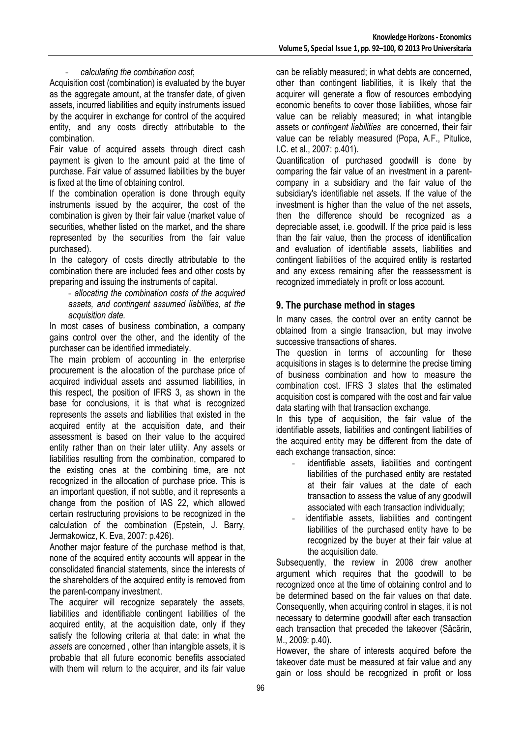- *calculating the combination cost*;

Acquisition cost (combination) is evaluated by the buyer as the aggregate amount, at the transfer date, of given assets, incurred liabilities and equity instruments issued by the acquirer in exchange for control of the acquired entity, and any costs directly attributable to the combination.

Fair value of acquired assets through direct cash payment is given to the amount paid at the time of purchase. Fair value of assumed liabilities by the buyer is fixed at the time of obtaining control.

If the combination operation is done through equity instruments issued by the acquirer, the cost of the combination is given by their fair value (market value of securities, whether listed on the market, and the share represented by the securities from the fair value purchased).

In the category of costs directly attributable to the combination there are included fees and other costs by preparing and issuing the instruments of capital.

- *allocating the combination costs of the acquired assets, and contingent assumed liabilities, at the acquisition date.*

In most cases of business combination, a company gains control over the other, and the identity of the purchaser can be identified immediately.

The main problem of accounting in the enterprise procurement is the allocation of the purchase price of acquired individual assets and assumed liabilities, in this respect, the position of IFRS 3, as shown in the base for conclusions, it is that what is recognized represents the assets and liabilities that existed in the acquired entity at the acquisition date, and their assessment is based on their value to the acquired entity rather than on their later utility. Any assets or liabilities resulting from the combination, compared to the existing ones at the combining time, are not recognized in the allocation of purchase price. This is an important question, if not subtle, and it represents a change from the position of IAS 22, which allowed certain restructuring provisions to be recognized in the calculation of the combination (Epstein, J. Barry, Jermakowicz, K. Eva, 2007: p.426).

Another major feature of the purchase method is that, none of the acquired entity accounts will appear in the consolidated financial statements, since the interests of the shareholders of the acquired entity is removed from the parent-company investment.

The acquirer will recognize separately the assets, liabilities and identifiable contingent liabilities of the acquired entity, at the acquisition date, only if they satisfy the following criteria at that date: in what the *assets* are concerned , other than intangible assets, it is probable that all future economic benefits associated with them will return to the acquirer, and its fair value can be reliably measured; in what debts are concerned, other than contingent liabilities, it is likely that the acquirer will generate a flow of resources embodying economic benefits to cover those liabilities, whose fair value can be reliably measured; in what intangible assets or *contingent liabilities* are concerned, their fair value can be reliably measured (Popa, A.F., Pitulice, I.C. et al., 2007: p.401).

Quantification of purchased goodwill is done by comparing the fair value of an investment in a parent-company in a subsidiary and the fair value of the subsidiary's identifiable net assets. If the value of the investment is higher than the value of the net assets, then the difference should be recognized as a depreciable asset, i.e. goodwill. If the price paid is less than the fair value, then the process of identification and evaluation of identifiable assets, liabilities and contingent liabilities of the acquired entity is restarted and any excess remaining after the reassessment is recognized immediately in profit or loss account.

## 9. The purchase method in stages

In many cases, the control over an entity cannot be obtained from a single transaction, but may involve successive transactions of shares.

The question in terms of accounting for these acquisitions in stages is to determine the precise timing of business combination and how to measure the combination cost. IFRS 3 states that the estimated acquisition cost is compared with the cost and fair value data starting with that transaction exchange.

In this type of acquisition, the fair value of the identifiable assets, liabilities and contingent liabilities of the acquired entity may be different from the date of each exchange transaction, since:

- identifiable assets, liabilities and contingent liabilities of the purchased entity are restated at their fair values at the date of each transaction to assess the value of any goodwill associated with each transaction individually;
- identifiable assets, liabilities and contingent liabilities of the purchased entity have to be recognized by the buyer at their fair value at the acquisition date.

Subsequently, the review in 2008 drew another argument which requires that the goodwill to be recognized once at the time of obtaining control and to be determined based on the fair values on that date. Consequently, when acquiring control in stages, it is not necessary to determine goodwill after each transaction each transaction that preceded the takeover (Săcărin, M., 2009: p.40).

However, the share of interests acquired before the takeover date must be measured at fair value and any gain or loss should be recognized in profit or loss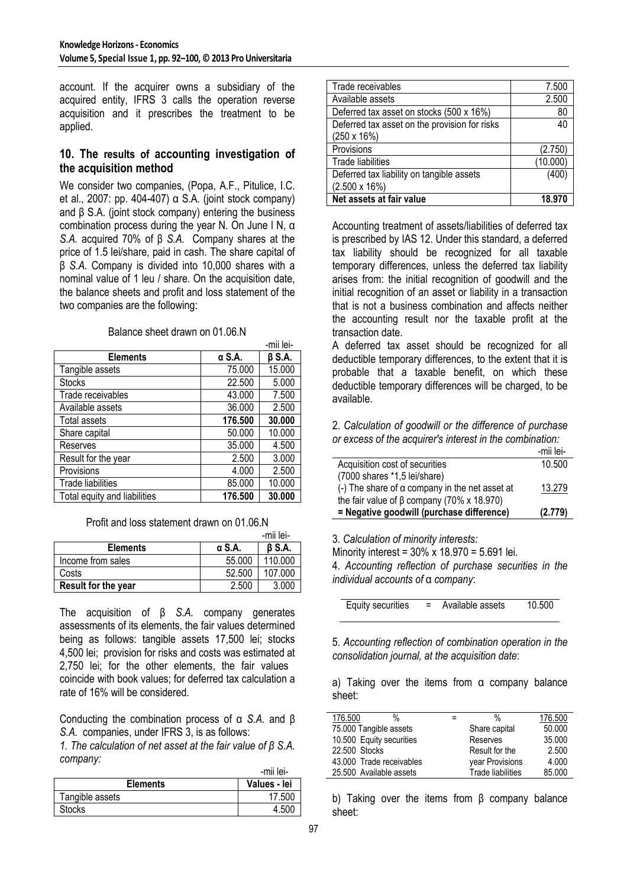account. If the acquirer owns a subsidiary of the acquired entity, IFRS 3 calls the operation reverse acquisition and it prescribes the treatment to be applied.

## 10. The results of accounting investigation of the acquisition method

We consider two companies, (Popa, A.F., Pitulice, I.C. et al., 2007: pp. 404-407) α S.A. (joint stock company) and β S.A. (joint stock company) entering the business combination process during the year N. On June I N, α *S.A.* acquired 70% of β *S.A.* Company shares at the price of 1.5 lei/share, paid in cash. The share capital of β *S.A.* Company is divided into 10,000 shares with a nominal value of 1 leu / share. On the acquisition date, the balance sheets and profit and loss statement of the two companies are the following:

Balance sheet drawn on 01.06.N

-mii lei-

| Elements | α S.A. | β S.A. |
|---|---|---|
| Tangible assets | 75.000 | 15.000 |
| Stocks | 22.500 | 5.000 |
| Trade receivables | 43.000 | 7.500 |
| Available assets | 36.000 | 2.500 |
| Total assets | **176.500** | **30.000** |
| Share capital | 50.000 | 10.000 |
| Reserves | 35.000 | 4.500 |
| Result for the year | 2.500 | 3.000 |
| Provisions | 4.000 | 2.500 |
| Trade liabilities | 85.000 | 10.000 |
| Total equity and liabilities | **176.500** | **30.000** |

Profit and loss statement drawn on 01.06.N

-mii lei-

| Elements | α S.A. | β S.A. |
|---|---|---|
| Income from sales | 55.000 | 110.000 |
| Costs | 52.500 | 107.000 |
| **Result for the year** | 2.500 | 3.000 |

The acquisition of β *S.A.* company generates assessments of its elements, the fair values determined being as follows: tangible assets 17,500 lei; stocks 4,500 lei; provision for risks and costs was estimated at 2,750 lei; for the other elements, the fair values coincide with book values; for deferred tax calculation a rate of 16% will be considered.

Conducting the combination process of α *S.A.* and β *S.A.* companies, under IFRS 3, is as follows:

*1. The calculation of net asset at the fair value of β S.A. company:*

-mii lei-

| Elements | Values - lei |
|---|---|
| Tangible assets | 17.500 |
| Stocks | 4.500 |
| Trade receivables | 7.500 |
| Available assets | 2.500 |
| Deferred tax asset on stocks (500 x 16%) | 80 |
| Deferred tax asset on the provision for risks (250 x 16%) | 40 |
| Provisions | (2.750) |
| Trade liabilities | (10.000) |
| Deferred tax liability on tangible assets (2.500 x 16%) | (400) |
| **Net assets at fair value** | **18.970** |

Accounting treatment of assets/liabilities of deferred tax is prescribed by IAS 12. Under this standard, a deferred tax liability should be recognized for all taxable temporary differences, unless the deferred tax liability arises from: the initial recognition of goodwill and the initial recognition of an asset or liability in a transaction that is not a business combination and affects neither the accounting result nor the taxable profit at the transaction date.

A deferred tax asset should be recognized for all deductible temporary differences, to the extent that it is probable that a taxable benefit, on which these deductible temporary differences will be charged, to be available.

2. *Calculation of goodwill or the difference of purchase or excess of the acquirer's interest in the combination:*

-mii lei-

| | |
|---|---|
| Acquisition cost of securities (7000 shares *1,5 lei/share) | 10.500 |
| (-) The share of α company in the net asset at the fair value of β company (70% x 18.970) | 13.279 |
| **= Negative goodwill (purchase difference)** | **(2.779)** |

3. *Calculation of minority interests:*

Minority interest = 30% x 18.970 = 5.691 lei.

4. *Accounting reflection of purchase securities in the individual accounts of* α *company*:

| | | | |
|---|---|---|---|
| Equity securities | = | Available assets | 10.500 |

5. *Accounting reflection of combination operation in the consolidation journal, at the acquisition date*:

a) Taking over the items from α company balance sheet:

| | | = | | |
|---|---|---|---|---|
| 176.500 | % | = | % | 176.500 |
| 75.000 | Tangible assets | | Share capital | 50.000 |
| 10.500 | Equity securities | | Reserves | 35.000 |
| 22.500 | Stocks | | Result for the year | 2.500 |
| 43.000 | Trade receivables | | Provisions | 4.000 |
| 25.500 | Available assets | | Trade liabilities | 85.000 |

b) Taking over the items from β company balance sheet: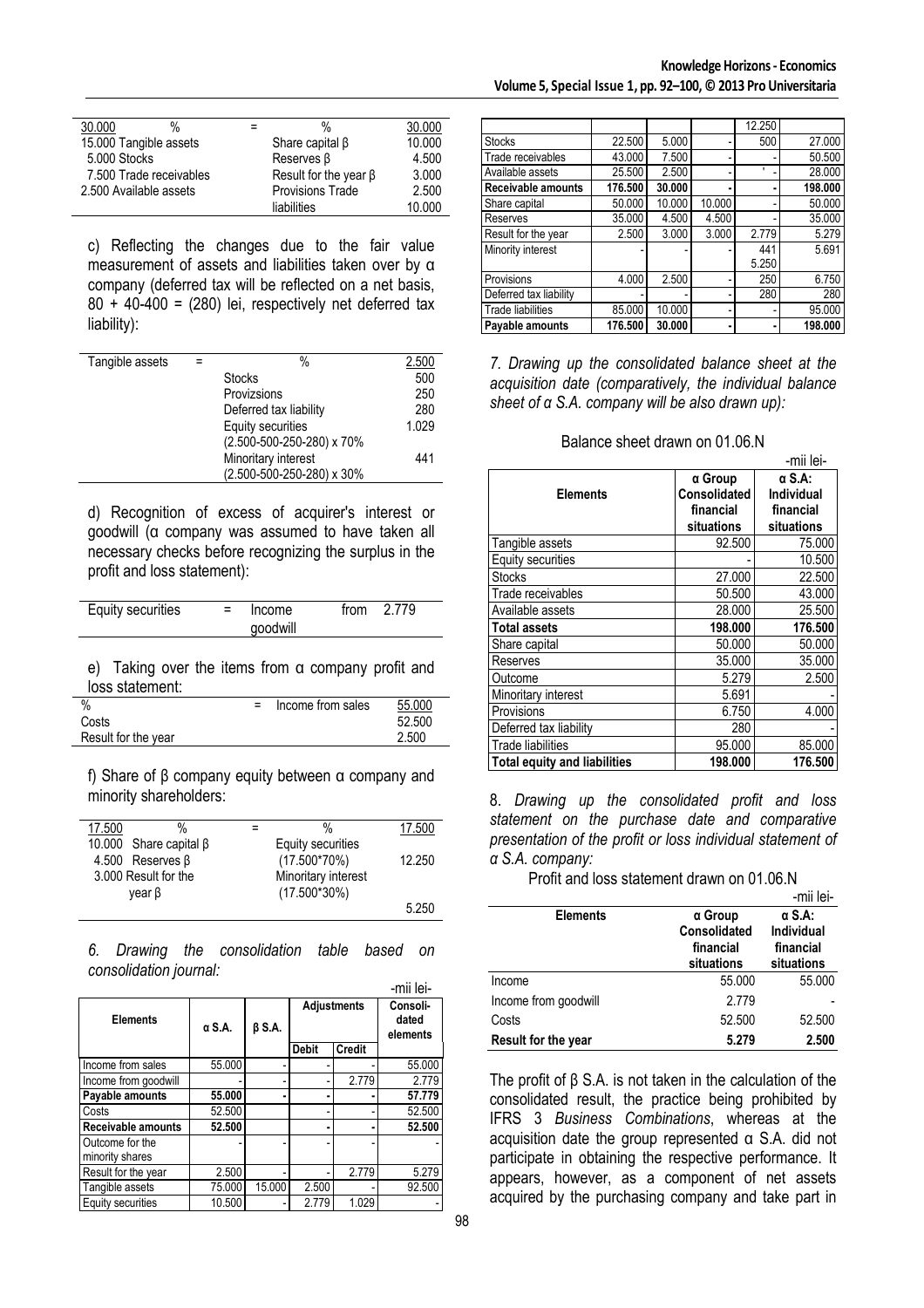| 30.000 % | = | % | 30.000 |
|---|---|---|---|
| 15.000 Tangible assets | | Share capital β | 10.000 |
| 5.000 Stocks | | Reserves β | 4.500 |
| 7.500 Trade receivables | | Result for the year β | 3.000 |
| 2.500 Available assets | | Provisions Trade | 2.500 |
| | | liabilities | 10.000 |

c) Reflecting the changes due to the fair value measurement of assets and liabilities taken over by α company (deferred tax will be reflected on a net basis, 80 + 40-400 = (280) lei, respectively net deferred tax liability):

| Tangible assets | = | % | 2.500 |
|---|---|---|---|
| | | Stocks | 500 |
| | | Provizsions | 250 |
| | | Deferred tax liability | 280 |
| | | Equity securities (2.500-500-250-280) x 70% | 1.029 |
| | | Minoritary interest (2.500-500-250-280) x 30% | 441 |

d) Recognition of excess of acquirer's interest or goodwill (α company was assumed to have taken all necessary checks before recognizing the surplus in the profit and loss statement):

| Equity securities | = | Income from goodwill | 2.779 |
|---|---|---|---|

e) Taking over the items from α company profit and loss statement:

| % | = | Income from sales | 55.000 |
|---|---|---|---|
| Costs | | | 52.500 |
| Result for the year | | | 2.500 |

f) Share of β company equity between α company and minority shareholders:

| 17.500 % | = | % | 17.500 |
|---|---|---|---|
| 10.000 Share capital β | | Equity securities (17.500*70%) | 12.250 |
| 4.500 Reserves β | | | |
| 3.000 Result for the year β | | Minoritary interest (17.500*30%) | 5.250 |

*6. Drawing the consolidation table based on consolidation journal:*

-mii lei-

| Elements | α S.A. | β S.A. | Adjustments | | Consolidated elements |
|---|---|---|---|---|---|
| | | | Debit | Credit | |
| Income from sales | 55.000 | - | - | - | 55.000 |
| Income from goodwill | - | - | - | 2.779 | 2.779 |
| **Payable amounts** | **55.000** | **-** | **-** | **-** | **57.779** |
| Costs | 52.500 | | - | - | 52.500 |
| **Receivable amounts** | **52.500** | | **-** | **-** | **52.500** |
| Outcome for the minority shares | - | - | - | - | - |
| Result for the year | 2.500 | - | - | 2.779 | 5.279 |
| Tangible assets | 75.000 | 15.000 | 2.500 | - | 92.500 |
| Equity securities | 10.500 | - | 2.779 | 1.029 | - |
| | | | | 12.250 | |
| Stocks | 22.500 | 5.000 | - | 500 | 27.000 |
| Trade receivables | 43.000 | 7.500 | - | - | 50.500 |
| Available assets | 25.500 | 2.500 | - | - | 28.000 |
| **Receivable amounts** | **176.500** | **30.000** | **-** | **-** | **198.000** |
| Share capital | 50.000 | 10.000 | 10.000 | - | 50.000 |
| Reserves | 35.000 | 4.500 | 4.500 | - | 35.000 |
| Result for the year | 2.500 | 3.000 | 3.000 | 2.779 | 5.279 |
| Minority interest | - | - | - | 441<br>5.250 | 5.691 |
| Provisions | 4.000 | 2.500 | - | 250 | 6.750 |
| Deferred tax liability | - | - | - | 280 | 280 |
| Trade liabilities | 85.000 | 10.000 | - | - | 95.000 |
| **Payable amounts** | **176.500** | **30.000** | **-** | **-** | **198.000** |

*7. Drawing up the consolidated balance sheet at the acquisition date (comparatively, the individual balance sheet of α S.A. company will be also drawn up):*

Balance sheet drawn on 01.06.N

-mii lei-

| Elements | α Group Consolidated financial situations | α S.A: Individual financial situations |
|---|---|---|
| Tangible assets | 92.500 | 75.000 |
| Equity securities | - | 10.500 |
| Stocks | 27.000 | 22.500 |
| Trade receivables | 50.500 | 43.000 |
| Available assets | 28.000 | 25.500 |
| **Total assets** | **198.000** | **176.500** |
| Share capital | 50.000 | 50.000 |
| Reserves | 35.000 | 35.000 |
| Outcome | 5.279 | 2.500 |
| Minoritary interest | 5.691 | - |
| Provisions | 6.750 | 4.000 |
| Deferred tax liability | 280 | - |
| Trade liabilities | 95.000 | 85.000 |
| **Total equity and liabilities** | **198.000** | **176.500** |

8. *Drawing up the consolidated profit and loss statement on the purchase date and comparative presentation of the profit or loss individual statement of α S.A. company:*

Profit and loss statement drawn on 01.06.N

-mii lei-

| Elements | α Group Consolidated financial situations | α S.A: Individual financial situations |
|---|---|---|
| Income | 55.000 | 55.000 |
| Income from goodwill | 2.779 | - |
| Costs | 52.500 | 52.500 |
| **Result for the year** | **5.279** | **2.500** |

The profit of β S.A. is not taken in the calculation of the consolidated result, the practice being prohibited by IFRS 3 *Business Combinations*, whereas at the acquisition date the group represented α S.A. did not participate in obtaining the respective performance. It appears, however, as a component of net assets acquired by the purchasing company and take part in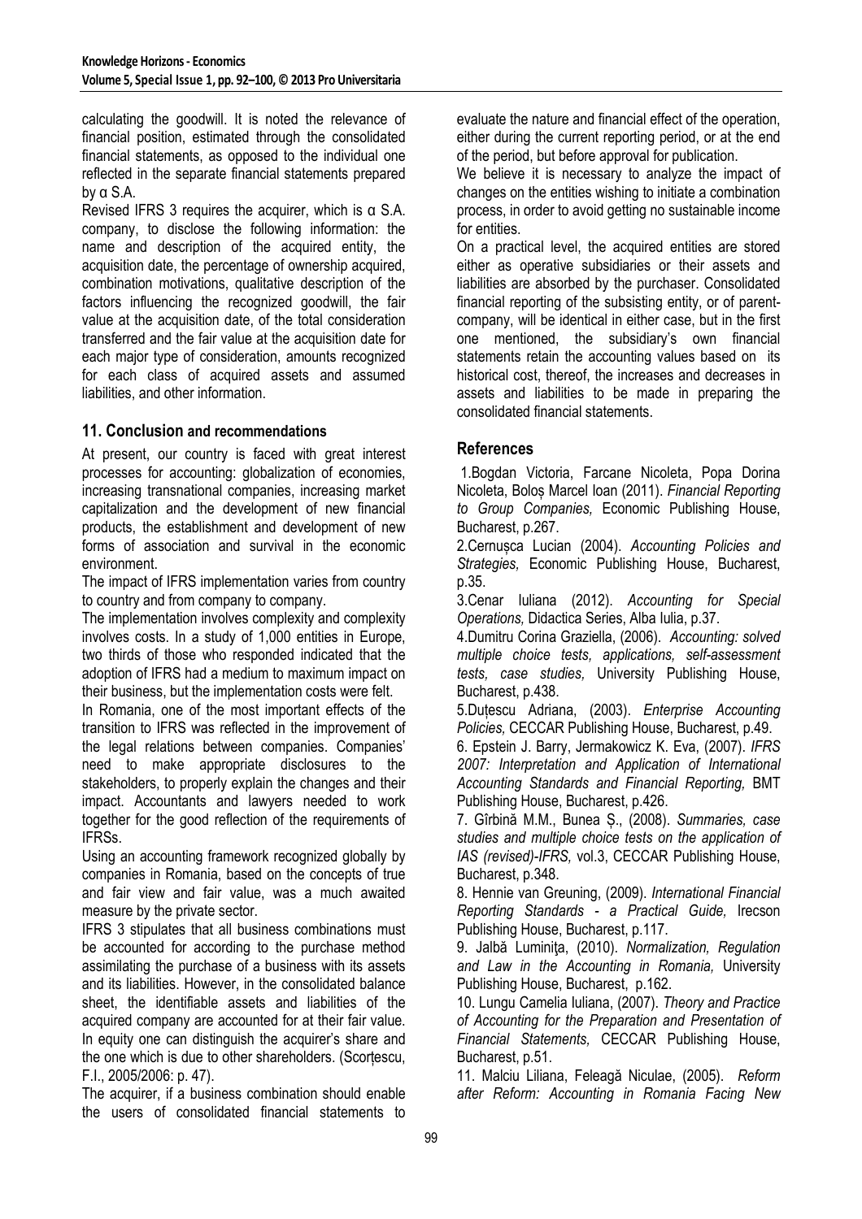calculating the goodwill. It is noted the relevance of financial position, estimated through the consolidated financial statements, as opposed to the individual one reflected in the separate financial statements prepared by α S.A.

Revised IFRS 3 requires the acquirer, which is α S.A. company, to disclose the following information: the name and description of the acquired entity, the acquisition date, the percentage of ownership acquired, combination motivations, qualitative description of the factors influencing the recognized goodwill, the fair value at the acquisition date, of the total consideration transferred and the fair value at the acquisition date for each major type of consideration, amounts recognized for each class of acquired assets and assumed liabilities, and other information.

## 11. Conclusion and recommendations

At present, our country is faced with great interest processes for accounting: globalization of economies, increasing transnational companies, increasing market capitalization and the development of new financial products, the establishment and development of new forms of association and survival in the economic environment.

The impact of IFRS implementation varies from country to country and from company to company.

The implementation involves complexity and complexity involves costs. In a study of 1,000 entities in Europe, two thirds of those who responded indicated that the adoption of IFRS had a medium to maximum impact on their business, but the implementation costs were felt.

In Romania, one of the most important effects of the transition to IFRS was reflected in the improvement of the legal relations between companies. Companies' need to make appropriate disclosures to the stakeholders, to properly explain the changes and their impact. Accountants and lawyers needed to work together for the good reflection of the requirements of IFRSs.

Using an accounting framework recognized globally by companies in Romania, based on the concepts of true and fair view and fair value, was a much awaited measure by the private sector.

IFRS 3 stipulates that all business combinations must be accounted for according to the purchase method assimilating the purchase of a business with its assets and its liabilities. However, in the consolidated balance sheet, the identifiable assets and liabilities of the acquired company are accounted for at their fair value. In equity one can distinguish the acquirer's share and the one which is due to other shareholders. (Scorțescu, F.I., 2005/2006: p. 47).

The acquirer, if a business combination should enable the users of consolidated financial statements to evaluate the nature and financial effect of the operation, either during the current reporting period, or at the end of the period, but before approval for publication.

We believe it is necessary to analyze the impact of changes on the entities wishing to initiate a combination process, in order to avoid getting no sustainable income for entities.

On a practical level, the acquired entities are stored either as operative subsidiaries or their assets and liabilities are absorbed by the purchaser. Consolidated financial reporting of the subsisting entity, or of parent-company, will be identical in either case, but in the first one mentioned, the subsidiary's own financial statements retain the accounting values based on its historical cost, thereof, the increases and decreases in assets and liabilities to be made in preparing the consolidated financial statements.

## References

1.Bogdan Victoria, Farcane Nicoleta, Popa Dorina Nicoleta, Boloș Marcel Ioan (2011). *Financial Reporting to Group Companies,* Economic Publishing House, Bucharest, p.267.

2.Cernușca Lucian (2004). *Accounting Policies and Strategies,* Economic Publishing House, Bucharest, p.35.

3.Cenar Iuliana (2012). *Accounting for Special Operations,* Didactica Series, Alba Iulia, p.37.

4.Dumitru Corina Graziella, (2006). *Accounting: solved multiple choice tests, applications, self-assessment tests, case studies,* University Publishing House, Bucharest, p.438.

5.Duțescu Adriana, (2003). *Enterprise Accounting Policies,* CECCAR Publishing House, Bucharest, p.49.

6. Epstein J. Barry, Jermakowicz K. Eva, (2007). *IFRS 2007: Interpretation and Application of International Accounting Standards and Financial Reporting,* BMT Publishing House, Bucharest, p.426.

7. Gîrbină M.M., Bunea Ș., (2008). *Summaries, case studies and multiple choice tests on the application of IAS (revised)-IFRS,* vol.3, CECCAR Publishing House, Bucharest, p.348.

8. Hennie van Greuning, (2009). *International Financial Reporting Standards - a Practical Guide,* Irecson Publishing House, Bucharest, p.117.

9. Jalbă Luminiţa, (2010). *Normalization, Regulation and Law in the Accounting in Romania,* University Publishing House, Bucharest, p.162.

10. Lungu Camelia Iuliana, (2007). *Theory and Practice of Accounting for the Preparation and Presentation of Financial Statements,* CECCAR Publishing House, Bucharest, p.51.

11. Malciu Liliana, Feleagă Niculae, (2005). *Reform after Reform: Accounting in Romania Facing New*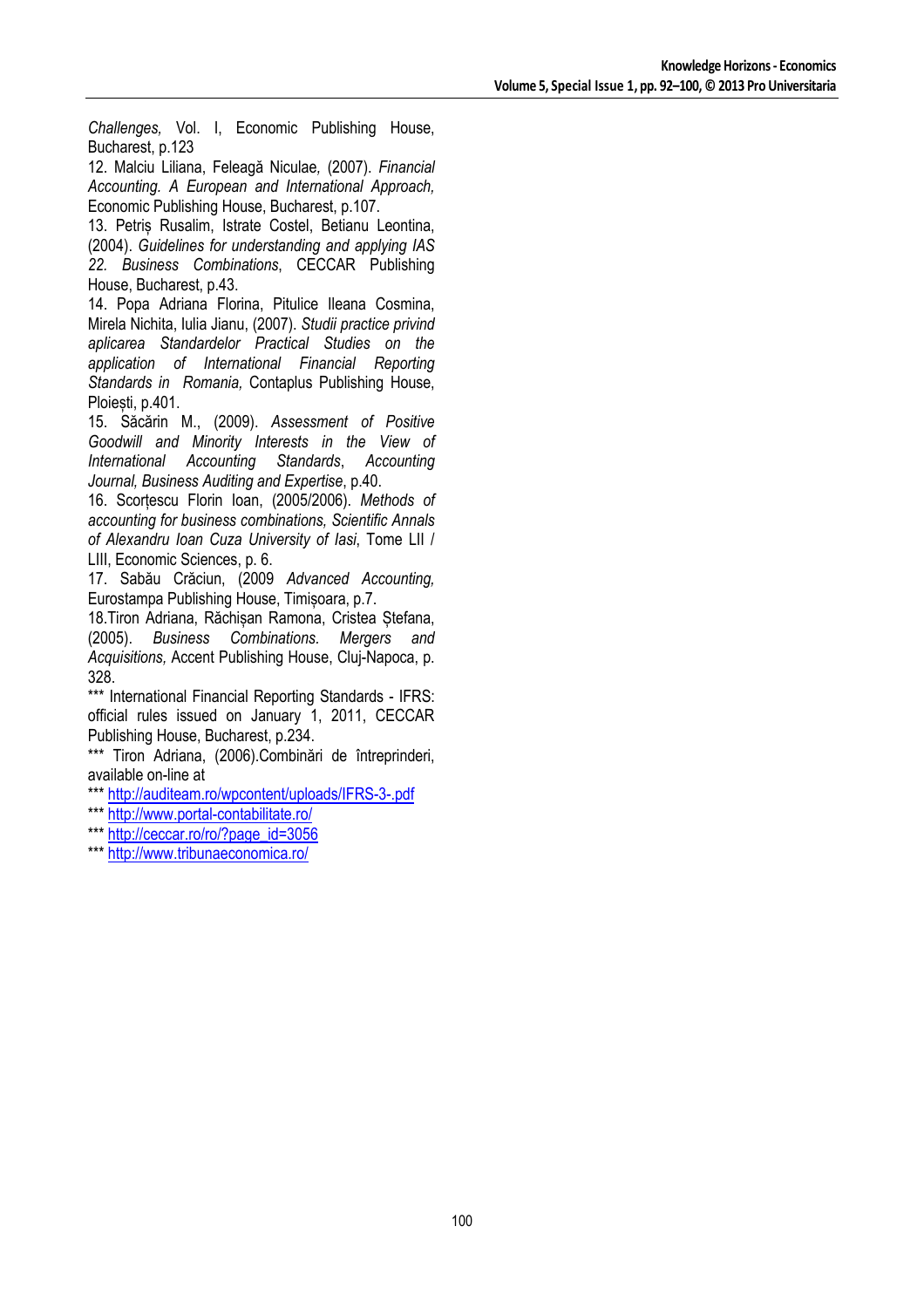*Challenges,* Vol. I, Economic Publishing House, Bucharest, p.123

12. Malciu Liliana, Feleagă Niculae, (2007). *Financial Accounting. A European and International Approach,* Economic Publishing House, Bucharest, p.107.

13. Petriș Rusalim, Istrate Costel, Betianu Leontina, (2004). *Guidelines for understanding and applying IAS 22. Business Combinations*, CECCAR Publishing House, Bucharest, p.43.

14. Popa Adriana Florina, Pitulice Ileana Cosmina, Mirela Nichita, Iulia Jianu, (2007). *Studii practice privind aplicarea Standardelor Practical Studies on the application of International Financial Reporting Standards in Romania,* Contaplus Publishing House, Ploiești, p.401.

15. Săcărin M., (2009). *Assessment of Positive Goodwill and Minority Interests in the View of International Accounting Standards*, *Accounting Journal, Business Auditing and Expertise*, p.40.

16. Scorțescu Florin Ioan, (2005/2006). *Methods of accounting for business combinations, Scientific Annals of Alexandru Ioan Cuza University of Iasi*, Tome LII / LIII, Economic Sciences, p. 6.

17. Sabău Crăciun, (2009 *Advanced Accounting,* Eurostampa Publishing House, Timișoara, p.7.

18.Tiron Adriana, Răchișan Ramona, Cristea Ștefana, (2005). *Business Combinations. Mergers and Acquisitions,* Accent Publishing House, Cluj-Napoca, p. 328.

*** International Financial Reporting Standards - IFRS: official rules issued on January 1, 2011, CECCAR Publishing House, Bucharest, p.234.

*** Tiron Adriana, (2006).Combinări de întreprinderi, available on-line at

*** http://auditeam.ro/wpcontent/uploads/IFRS-3-.pdf

*** http://www.portal-contabilitate.ro/

*** http://ceccar.ro/ro/?page_id=3056

*** http://www.tribunaeconomica.ro/